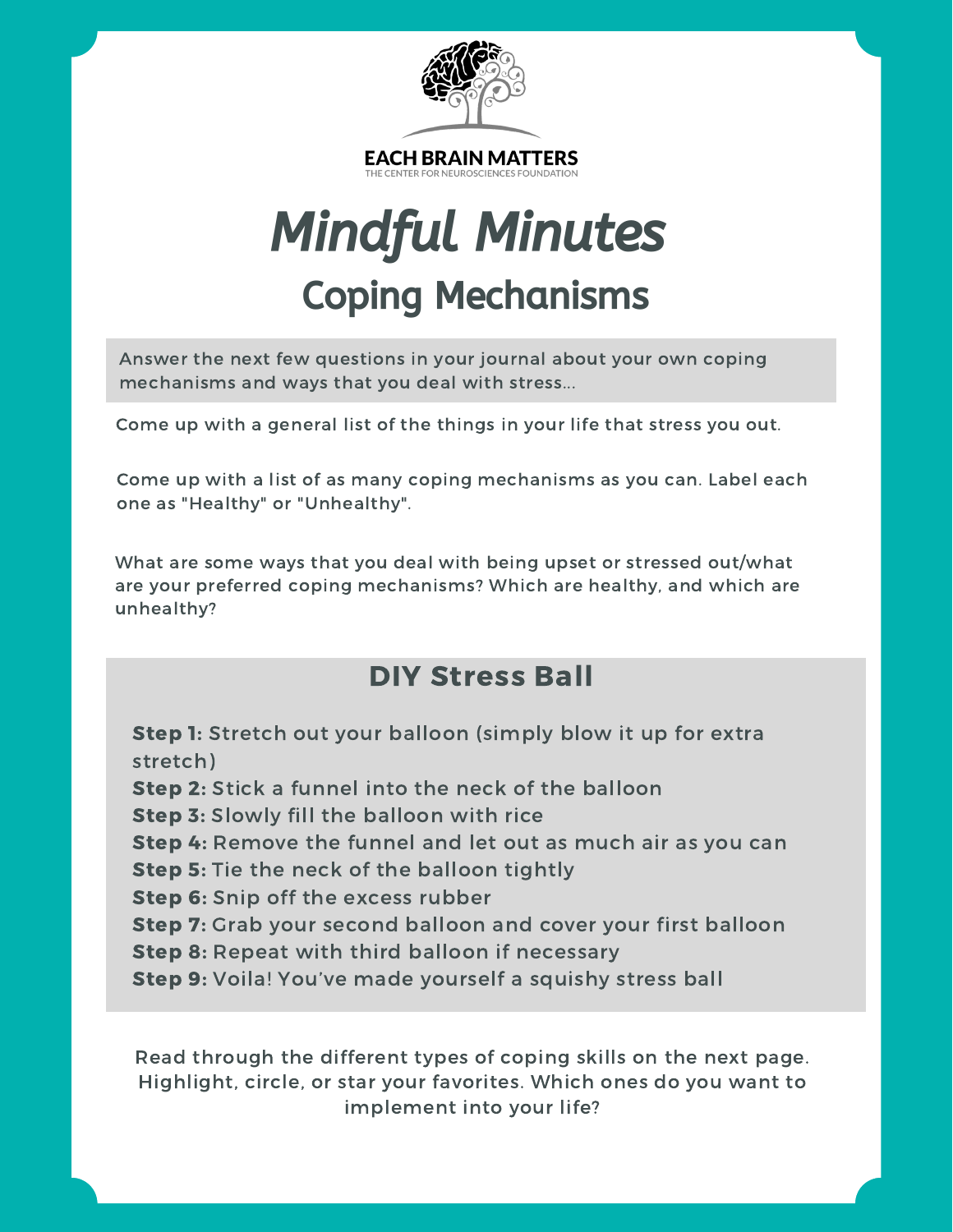EACH BRAIN MATTERS
THE CENTER FOR NEUROSCIENCES FOUNDATION

# *Mindful Minutes*

## Coping Mechanisms

Answer the next few questions in your journal about your own coping mechanisms and ways that you deal with stress...

Come up with a general list of the things in your life that stress you out.

Come up with a list of as many coping mechanisms as you can. Label each one as "Healthy" or "Unhealthy".

What are some ways that you deal with being upset or stressed out/what are your preferred coping mechanisms? Which are healthy, and which are unhealthy?

## DIY Stress Ball

**Step 1:** Stretch out your balloon (simply blow it up for extra stretch)
**Step 2:** Stick a funnel into the neck of the balloon
**Step 3:** Slowly fill the balloon with rice
**Step 4:** Remove the funnel and let out as much air as you can
**Step 5:** Tie the neck of the balloon tightly
**Step 6:** Snip off the excess rubber
**Step 7:** Grab your second balloon and cover your first balloon
**Step 8:** Repeat with third balloon if necessary
**Step 9:** Voila! You've made yourself a squishy stress ball

Read through the different types of coping skills on the next page. Highlight, circle, or star your favorites. Which ones do you want to implement into your life?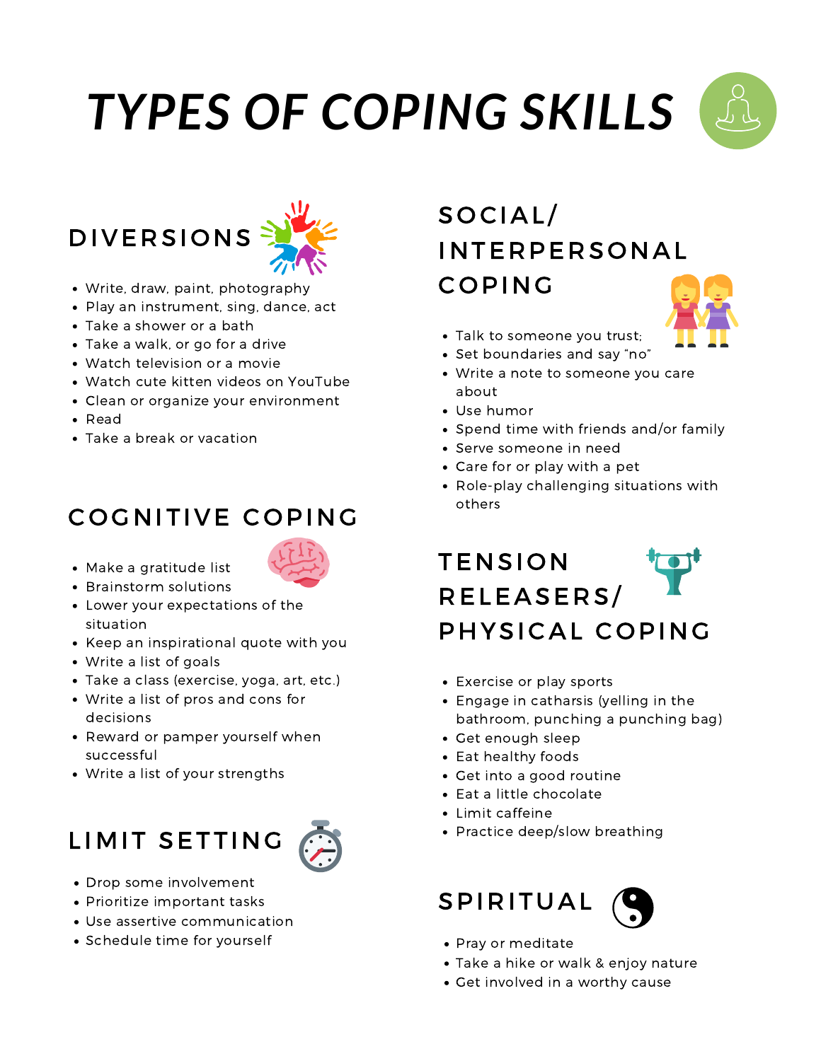# TYPES OF COPING SKILLS

## DIVERSIONS

- Write, draw, paint, photography
- Play an instrument, sing, dance, act
- Take a shower or a bath
- Take a walk, or go for a drive
- Watch television or a movie
- Watch cute kitten videos on YouTube
- Clean or organize your environment
- Read
- Take a break or vacation

## COGNITIVE COPING

- Make a gratitude list
- Brainstorm solutions
- Lower your expectations of the situation
- Keep an inspirational quote with you
- Write a list of goals
- Take a class (exercise, yoga, art, etc.)
- Write a list of pros and cons for decisions
- Reward or pamper yourself when successful
- Write a list of your strengths

## LIMIT SETTING

- Drop some involvement
- Prioritize important tasks
- Use assertive communication
- Schedule time for yourself

## SOCIAL/ INTERPERSONAL COPING

- Talk to someone you trust;
- Set boundaries and say "no"
- Write a note to someone you care about
- Use humor
- Spend time with friends and/or family
- Serve someone in need
- Care for or play with a pet
- Role-play challenging situations with others

## TENSION RELEASERS/ PHYSICAL COPING

- Exercise or play sports
- Engage in catharsis (yelling in the bathroom, punching a punching bag)
- Get enough sleep
- Eat healthy foods
- Get into a good routine
- Eat a little chocolate
- Limit caffeine
- Practice deep/slow breathing

## SPIRITUAL

- Pray or meditate
- Take a hike or walk & enjoy nature
- Get involved in a worthy cause